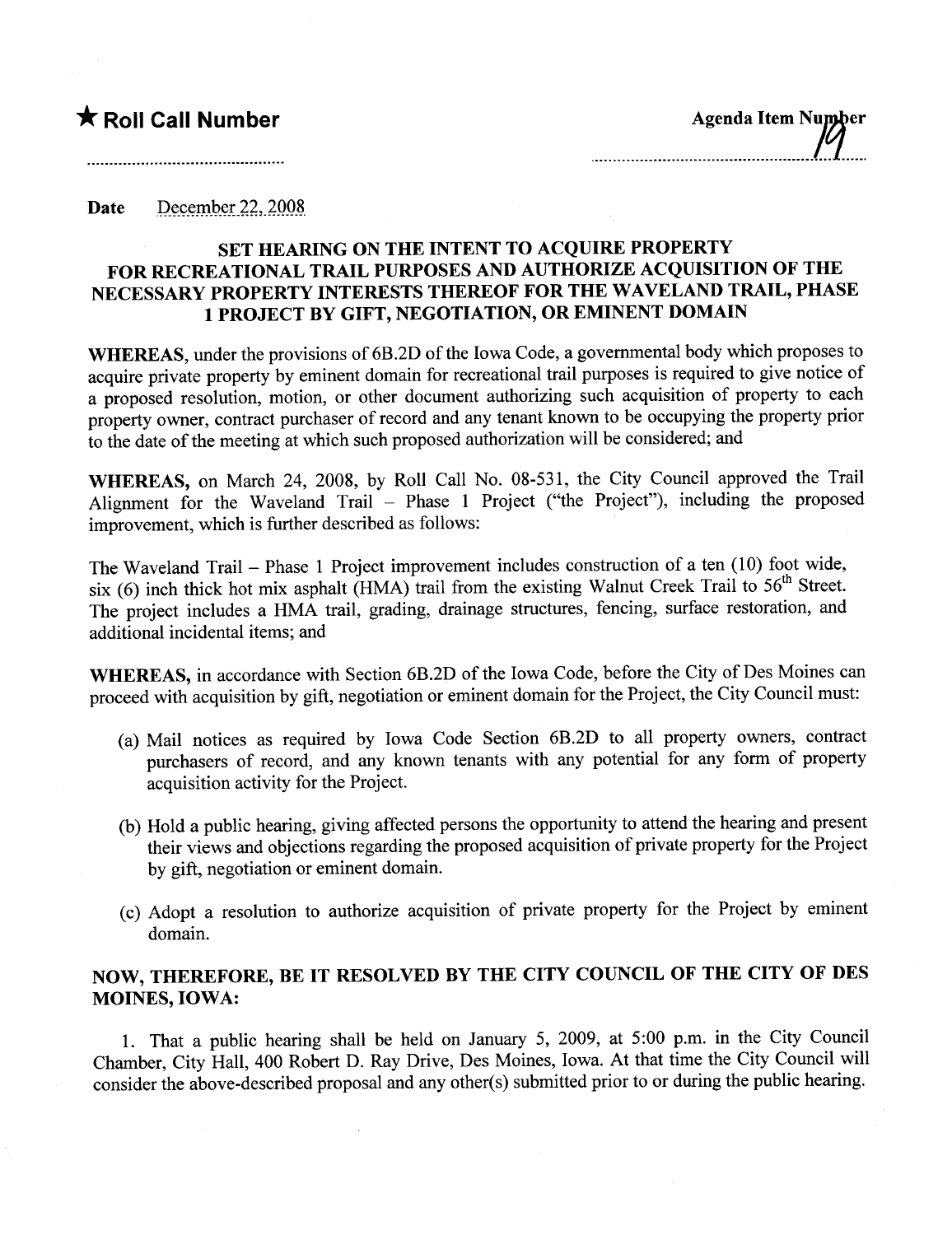★ **Roll Call Number**

**Agenda Item Number**
19

**Date** December 22, 2008

## SET HEARING ON THE INTENT TO ACQUIRE PROPERTY FOR RECREATIONAL TRAIL PURPOSES AND AUTHORIZE ACQUISITION OF THE NECESSARY PROPERTY INTERESTS THEREOF FOR THE WAVELAND TRAIL, PHASE 1 PROJECT BY GIFT, NEGOTIATION, OR EMINENT DOMAIN

**WHEREAS**, under the provisions of 6B.2D of the Iowa Code, a governmental body which proposes to acquire private property by eminent domain for recreational trail purposes is required to give notice of a proposed resolution, motion, or other document authorizing such acquisition of property to each property owner, contract purchaser of record and any tenant known to be occupying the property prior to the date of the meeting at which such proposed authorization will be considered; and

**WHEREAS,** on March 24, 2008, by Roll Call No. 08-531, the City Council approved the Trail Alignment for the Waveland Trail – Phase 1 Project ("the Project"), including the proposed improvement, which is further described as follows:

The Waveland Trail – Phase 1 Project improvement includes construction of a ten (10) foot wide, six (6) inch thick hot mix asphalt (HMA) trail from the existing Walnut Creek Trail to 56th Street. The project includes a HMA trail, grading, drainage structures, fencing, surface restoration, and additional incidental items; and

**WHEREAS,** in accordance with Section 6B.2D of the Iowa Code, before the City of Des Moines can proceed with acquisition by gift, negotiation or eminent domain for the Project, the City Council must:

(a) Mail notices as required by Iowa Code Section 6B.2D to all property owners, contract purchasers of record, and any known tenants with any potential for any form of property acquisition activity for the Project.

(b) Hold a public hearing, giving affected persons the opportunity to attend the hearing and present their views and objections regarding the proposed acquisition of private property for the Project by gift, negotiation or eminent domain.

(c) Adopt a resolution to authorize acquisition of private property for the Project by eminent domain.

## NOW, THEREFORE, BE IT RESOLVED BY THE CITY COUNCIL OF THE CITY OF DES MOINES, IOWA:

1. That a public hearing shall be held on January 5, 2009, at 5:00 p.m. in the City Council Chamber, City Hall, 400 Robert D. Ray Drive, Des Moines, Iowa. At that time the City Council will consider the above-described proposal and any other(s) submitted prior to or during the public hearing.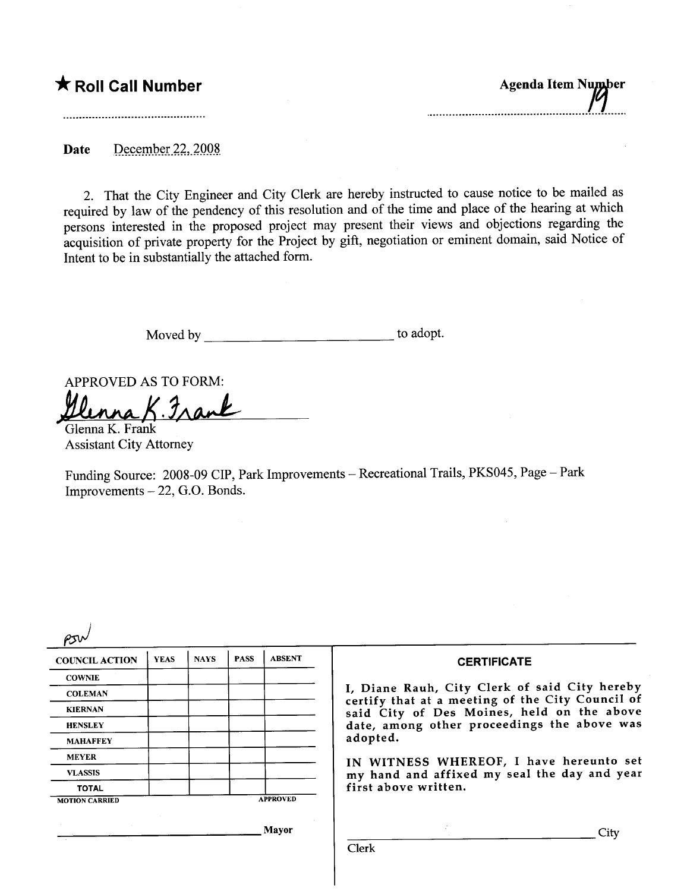**★ Roll Call Number**

**Agenda Item Number** 19

.............................................

**Date** December 22, 2008

2. That the City Engineer and City Clerk are hereby instructed to cause notice to be mailed as required by law of the pendency of this resolution and of the time and place of the hearing at which persons interested in the proposed project may present their views and objections regarding the acquisition of private property for the Project by gift, negotiation or eminent domain, said Notice of Intent to be in substantially the attached form.

Moved by ____________________________ to adopt.

APPROVED AS TO FORM:

Glenna K. Frank
Glenna K. Frank
Assistant City Attorney

Funding Source: 2008-09 CIP, Park Improvements – Recreational Trails, PKS045, Page – Park Improvements – 22, G.O. Bonds.

PSW

| COUNCIL ACTION | YEAS | NAYS | PASS | ABSENT |
|---|---|---|---|---|
| COWNIE | | | | |
| COLEMAN | | | | |
| KIERNAN | | | | |
| HENSLEY | | | | |
| MAHAFFEY | | | | |
| MEYER | | | | |
| VLASSIS | | | | |
| TOTAL | | | | |

MOTION CARRIED APPROVED

______________________________ Mayor

**CERTIFICATE**

I, Diane Rauh, City Clerk of said City hereby certify that at a meeting of the City Council of said City of Des Moines, held on the above date, among other proceedings the above was adopted.

IN WITNESS WHEREOF, I have hereunto set my hand and affixed my seal the day and year first above written.

______________________________ City Clerk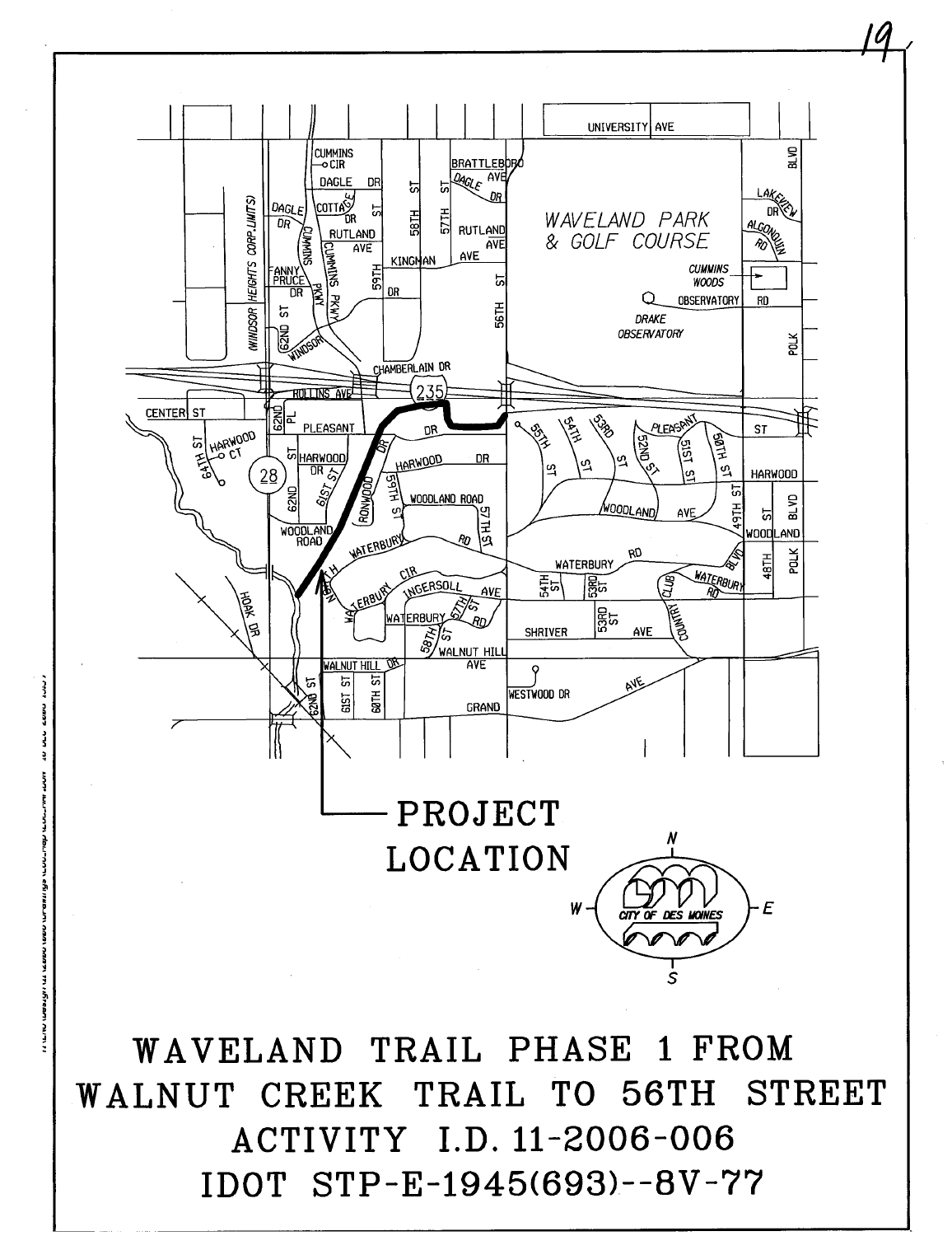PROJECT LOCATION

# WAVELAND TRAIL PHASE 1 FROM WALNUT CREEK TRAIL TO 56TH STREET

# ACTIVITY I.D. 11-2006-006

# IDOT STP-E-1945(693)--8V-77